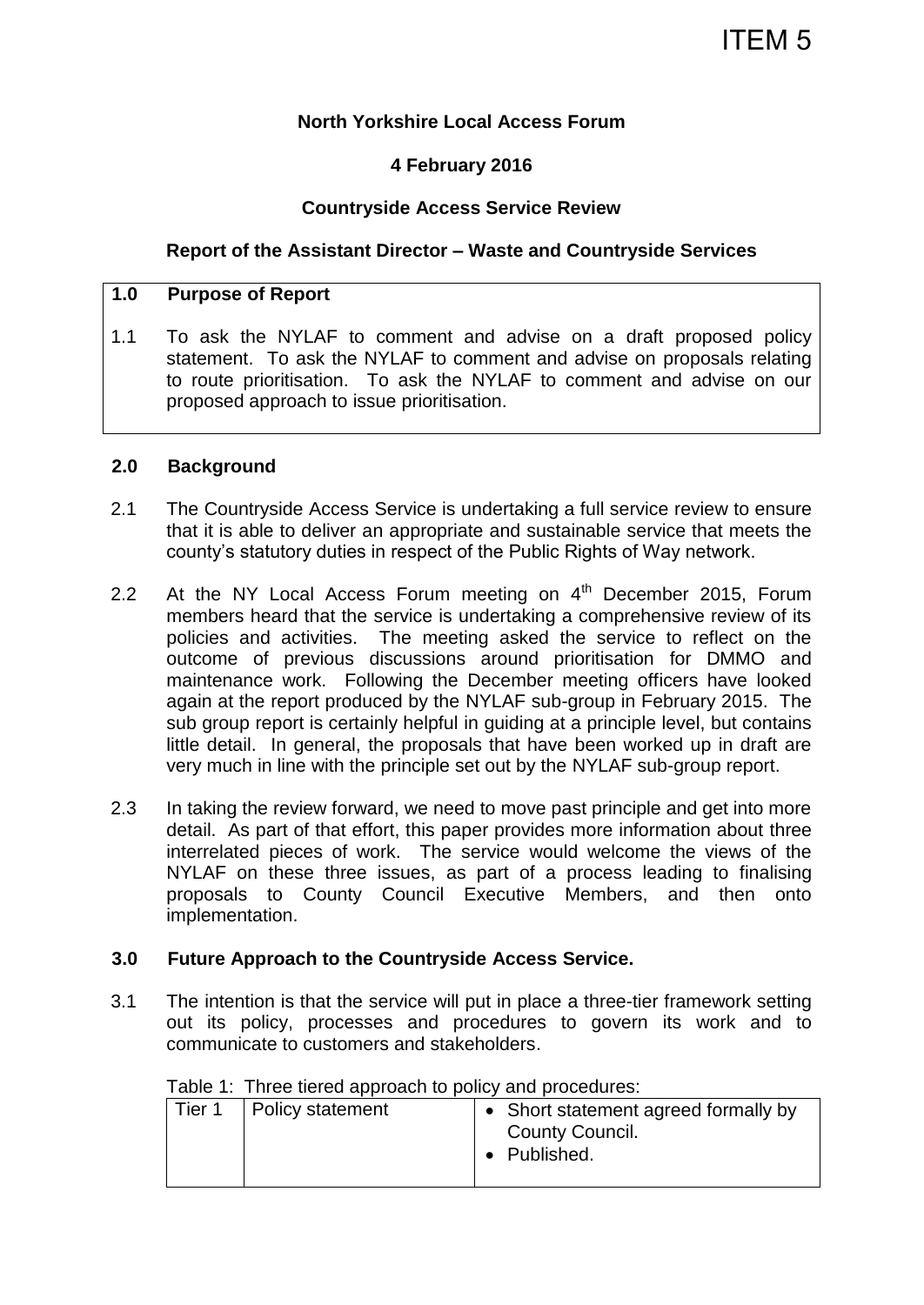ITEM 5

**North Yorkshire Local Access Forum**

**4 February 2016**

**Countryside Access Service Review**

**Report of the Assistant Director – Waste and Countryside Services**

## 1.0 Purpose of Report

1.1 To ask the NYLAF to comment and advise on a draft proposed policy statement. To ask the NYLAF to comment and advise on proposals relating to route prioritisation. To ask the NYLAF to comment and advise on our proposed approach to issue prioritisation.

## 2.0 Background

2.1 The Countryside Access Service is undertaking a full service review to ensure that it is able to deliver an appropriate and sustainable service that meets the county's statutory duties in respect of the Public Rights of Way network.

2.2 At the NY Local Access Forum meeting on 4th December 2015, Forum members heard that the service is undertaking a comprehensive review of its policies and activities. The meeting asked the service to reflect on the outcome of previous discussions around prioritisation for DMMO and maintenance work. Following the December meeting officers have looked again at the report produced by the NYLAF sub-group in February 2015. The sub group report is certainly helpful in guiding at a principle level, but contains little detail. In general, the proposals that have been worked up in draft are very much in line with the principle set out by the NYLAF sub-group report.

2.3 In taking the review forward, we need to move past principle and get into more detail. As part of that effort, this paper provides more information about three interrelated pieces of work. The service would welcome the views of the NYLAF on these three issues, as part of a process leading to finalising proposals to County Council Executive Members, and then onto implementation.

## 3.0 Future Approach to the Countryside Access Service.

3.1 The intention is that the service will put in place a three-tier framework setting out its policy, processes and procedures to govern its work and to communicate to customers and stakeholders.

Table 1: Three tiered approach to policy and procedures:

| | | |
|---|---|---|
| Tier 1 | Policy statement | • Short statement agreed formally by County Council.<br>• Published. |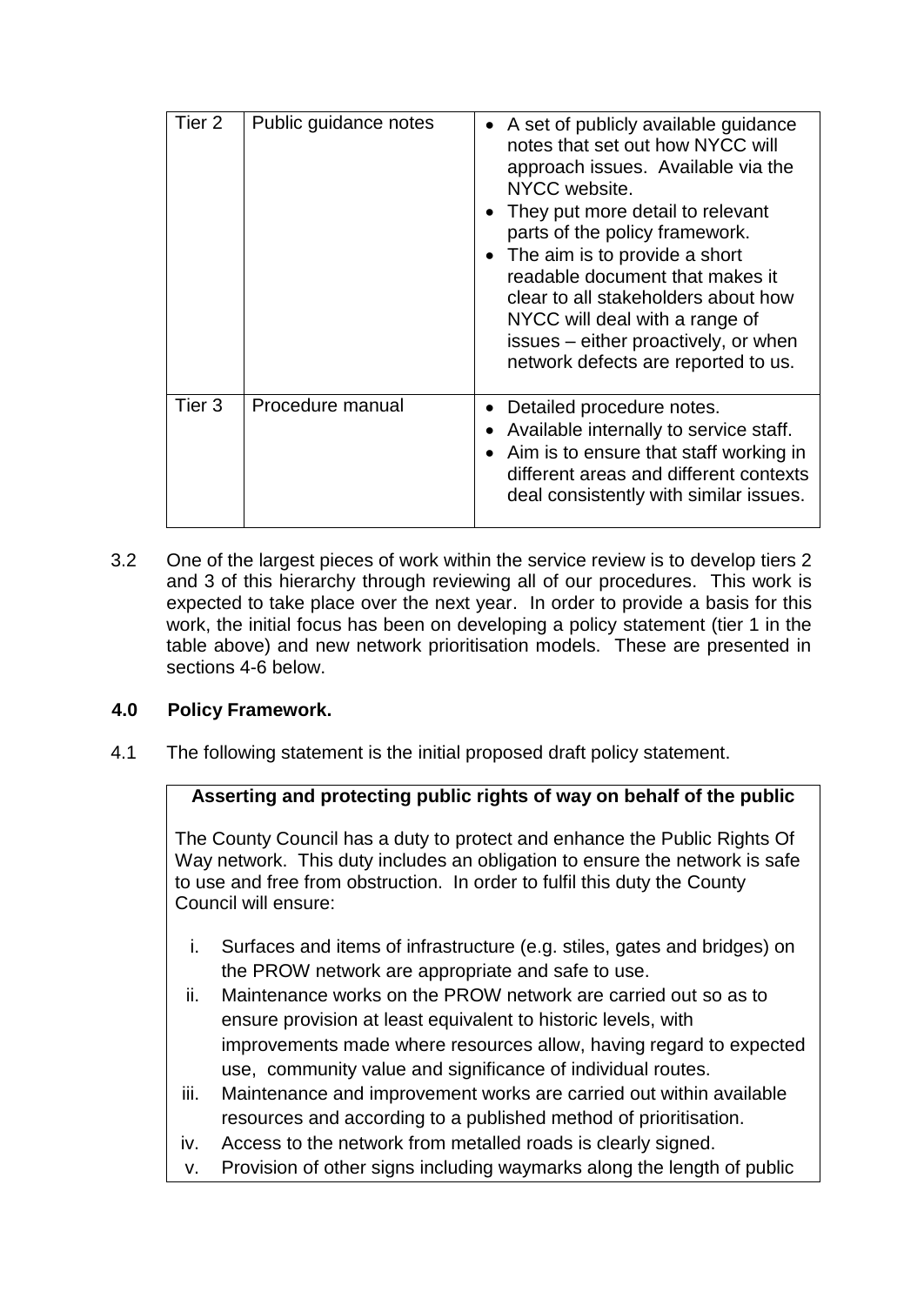| | | |
|---|---|---|
| Tier 2 | Public guidance notes | • A set of publicly available guidance notes that set out how NYCC will approach issues. Available via the NYCC website.<br>• They put more detail to relevant parts of the policy framework.<br>• The aim is to provide a short readable document that makes it clear to all stakeholders about how NYCC will deal with a range of issues – either proactively, or when network defects are reported to us. |
| Tier 3 | Procedure manual | • Detailed procedure notes.<br>• Available internally to service staff.<br>• Aim is to ensure that staff working in different areas and different contexts deal consistently with similar issues. |

3.2 One of the largest pieces of work within the service review is to develop tiers 2 and 3 of this hierarchy through reviewing all of our procedures. This work is expected to take place over the next year. In order to provide a basis for this work, the initial focus has been on developing a policy statement (tier 1 in the table above) and new network prioritisation models. These are presented in sections 4-6 below.

## 4.0 Policy Framework.

4.1 The following statement is the initial proposed draft policy statement.

**Asserting and protecting public rights of way on behalf of the public**

The County Council has a duty to protect and enhance the Public Rights Of Way network. This duty includes an obligation to ensure the network is safe to use and free from obstruction. In order to fulfil this duty the County Council will ensure:

i. Surfaces and items of infrastructure (e.g. stiles, gates and bridges) on the PROW network are appropriate and safe to use.
ii. Maintenance works on the PROW network are carried out so as to ensure provision at least equivalent to historic levels, with improvements made where resources allow, having regard to expected use, community value and significance of individual routes.
iii. Maintenance and improvement works are carried out within available resources and according to a published method of prioritisation.
iv. Access to the network from metalled roads is clearly signed.
v. Provision of other signs including waymarks along the length of public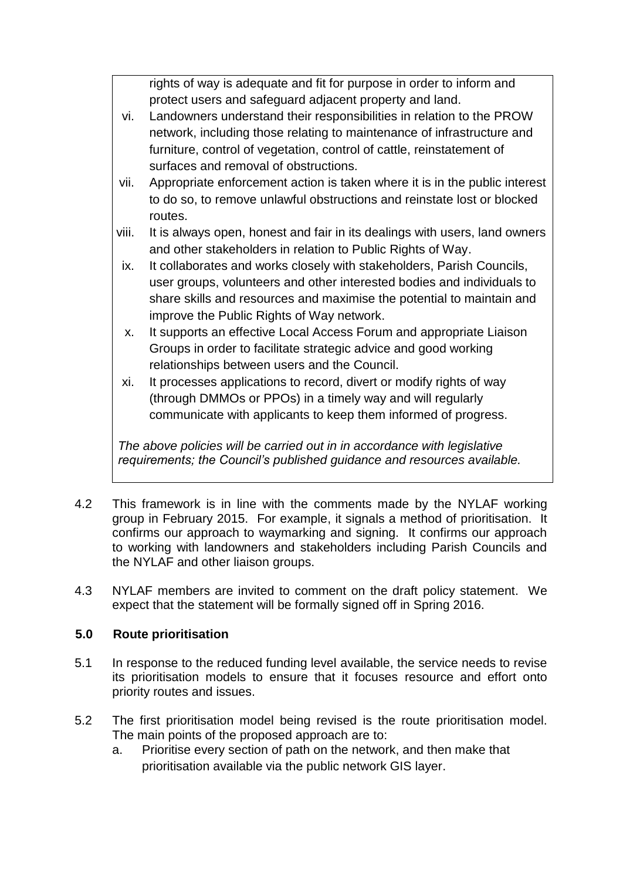rights of way is adequate and fit for purpose in order to inform and protect users and safeguard adjacent property and land.

vi. Landowners understand their responsibilities in relation to the PROW network, including those relating to maintenance of infrastructure and furniture, control of vegetation, control of cattle, reinstatement of surfaces and removal of obstructions.

vii. Appropriate enforcement action is taken where it is in the public interest to do so, to remove unlawful obstructions and reinstate lost or blocked routes.

viii. It is always open, honest and fair in its dealings with users, land owners and other stakeholders in relation to Public Rights of Way.

ix. It collaborates and works closely with stakeholders, Parish Councils, user groups, volunteers and other interested bodies and individuals to share skills and resources and maximise the potential to maintain and improve the Public Rights of Way network.

x. It supports an effective Local Access Forum and appropriate Liaison Groups in order to facilitate strategic advice and good working relationships between users and the Council.

xi. It processes applications to record, divert or modify rights of way (through DMMOs or PPOs) in a timely way and will regularly communicate with applicants to keep them informed of progress.

*The above policies will be carried out in in accordance with legislative requirements; the Council's published guidance and resources available.*

4.2 This framework is in line with the comments made by the NYLAF working group in February 2015. For example, it signals a method of prioritisation. It confirms our approach to waymarking and signing. It confirms our approach to working with landowners and stakeholders including Parish Councils and the NYLAF and other liaison groups.

4.3 NYLAF members are invited to comment on the draft policy statement. We expect that the statement will be formally signed off in Spring 2016.

## 5.0 Route prioritisation

5.1 In response to the reduced funding level available, the service needs to revise its prioritisation models to ensure that it focuses resource and effort onto priority routes and issues.

5.2 The first prioritisation model being revised is the route prioritisation model. The main points of the proposed approach are to:

a. Prioritise every section of path on the network, and then make that prioritisation available via the public network GIS layer.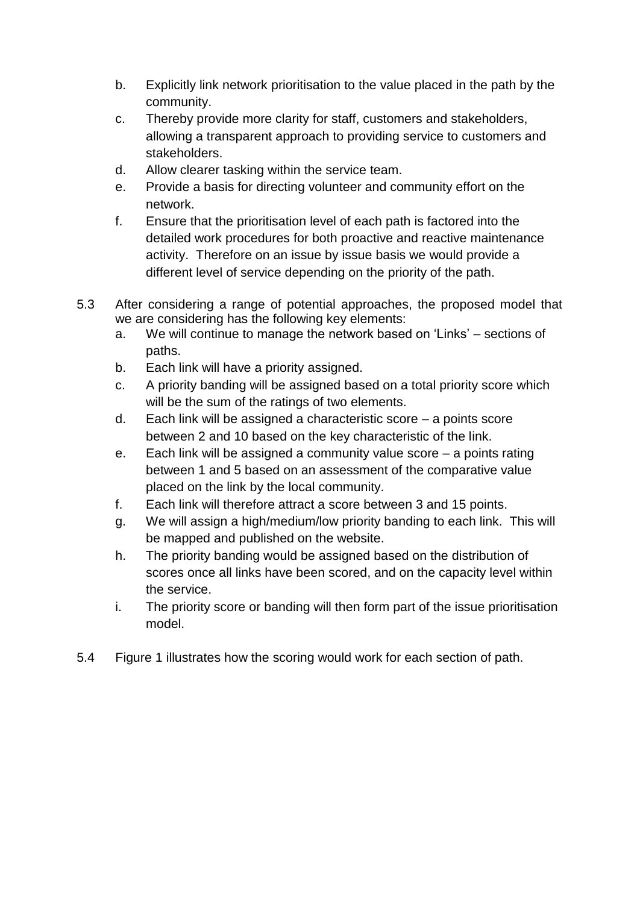b. Explicitly link network prioritisation to the value placed in the path by the community.
c. Thereby provide more clarity for staff, customers and stakeholders, allowing a transparent approach to providing service to customers and stakeholders.
d. Allow clearer tasking within the service team.
e. Provide a basis for directing volunteer and community effort on the network.
f. Ensure that the prioritisation level of each path is factored into the detailed work procedures for both proactive and reactive maintenance activity. Therefore on an issue by issue basis we would provide a different level of service depending on the priority of the path.

5.3 After considering a range of potential approaches, the proposed model that we are considering has the following key elements:

a. We will continue to manage the network based on 'Links' – sections of paths.
b. Each link will have a priority assigned.
c. A priority banding will be assigned based on a total priority score which will be the sum of the ratings of two elements.
d. Each link will be assigned a characteristic score – a points score between 2 and 10 based on the key characteristic of the link.
e. Each link will be assigned a community value score – a points rating between 1 and 5 based on an assessment of the comparative value placed on the link by the local community.
f. Each link will therefore attract a score between 3 and 15 points.
g. We will assign a high/medium/low priority banding to each link. This will be mapped and published on the website.
h. The priority banding would be assigned based on the distribution of scores once all links have been scored, and on the capacity level within the service.
i. The priority score or banding will then form part of the issue prioritisation model.

5.4 Figure 1 illustrates how the scoring would work for each section of path.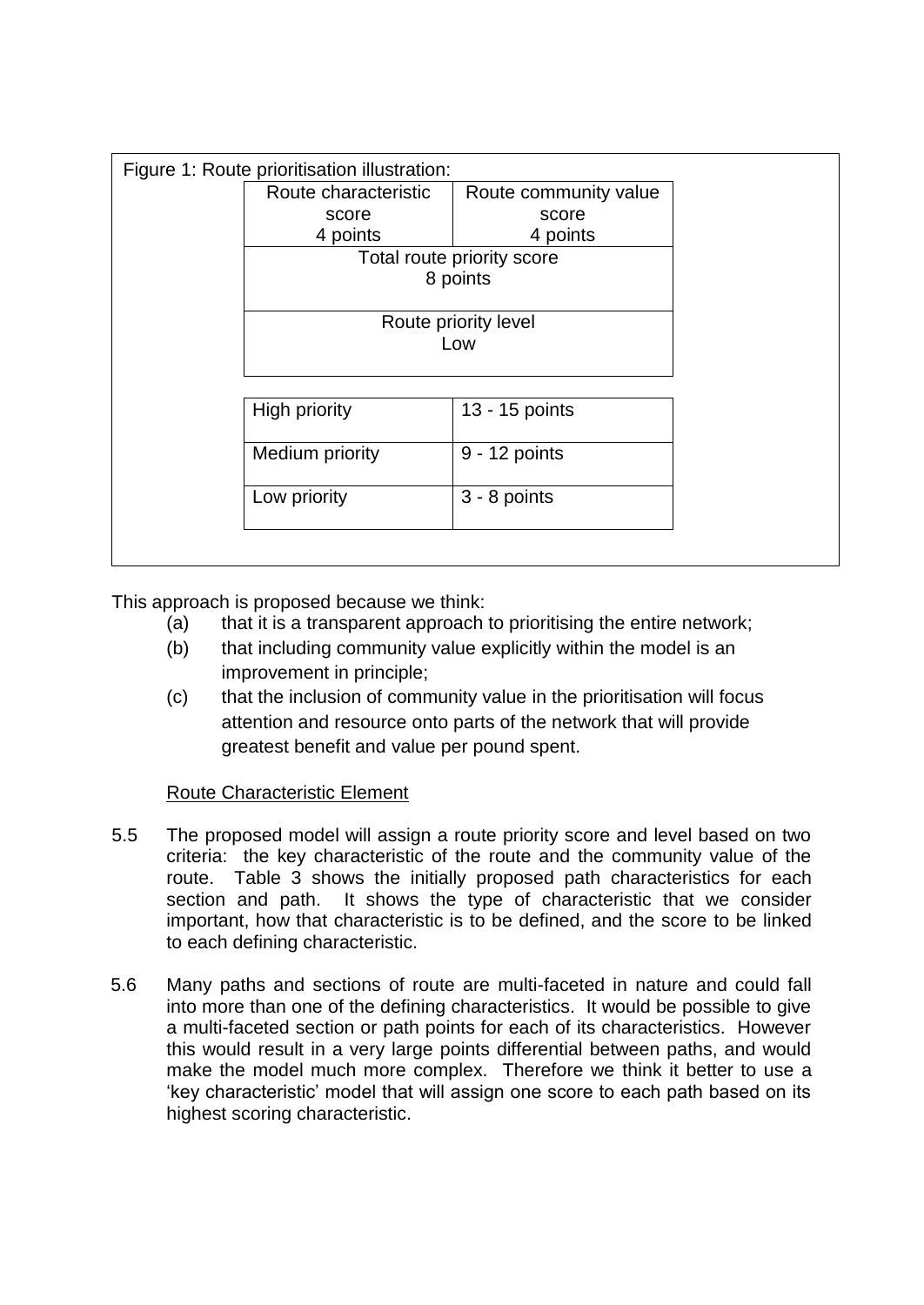Figure 1: Route prioritisation illustration:

| Route characteristic score 4 points | Route community value score 4 points |
| --- | --- |
| Total route priority score 8 points | |
| Route priority level Low | |

| | |
| --- | --- |
| High priority | 13 - 15 points |
| Medium priority | 9 - 12 points |
| Low priority | 3 - 8 points |

This approach is proposed because we think:

(a) that it is a transparent approach to prioritising the entire network;

(b) that including community value explicitly within the model is an improvement in principle;

(c) that the inclusion of community value in the prioritisation will focus attention and resource onto parts of the network that will provide greatest benefit and value per pound spent.

Route Characteristic Element

5.5 The proposed model will assign a route priority score and level based on two criteria: the key characteristic of the route and the community value of the route. Table 3 shows the initially proposed path characteristics for each section and path. It shows the type of characteristic that we consider important, how that characteristic is to be defined, and the score to be linked to each defining characteristic.

5.6 Many paths and sections of route are multi-faceted in nature and could fall into more than one of the defining characteristics. It would be possible to give a multi-faceted section or path points for each of its characteristics. However this would result in a very large points differential between paths, and would make the model much more complex. Therefore we think it better to use a 'key characteristic' model that will assign one score to each path based on its highest scoring characteristic.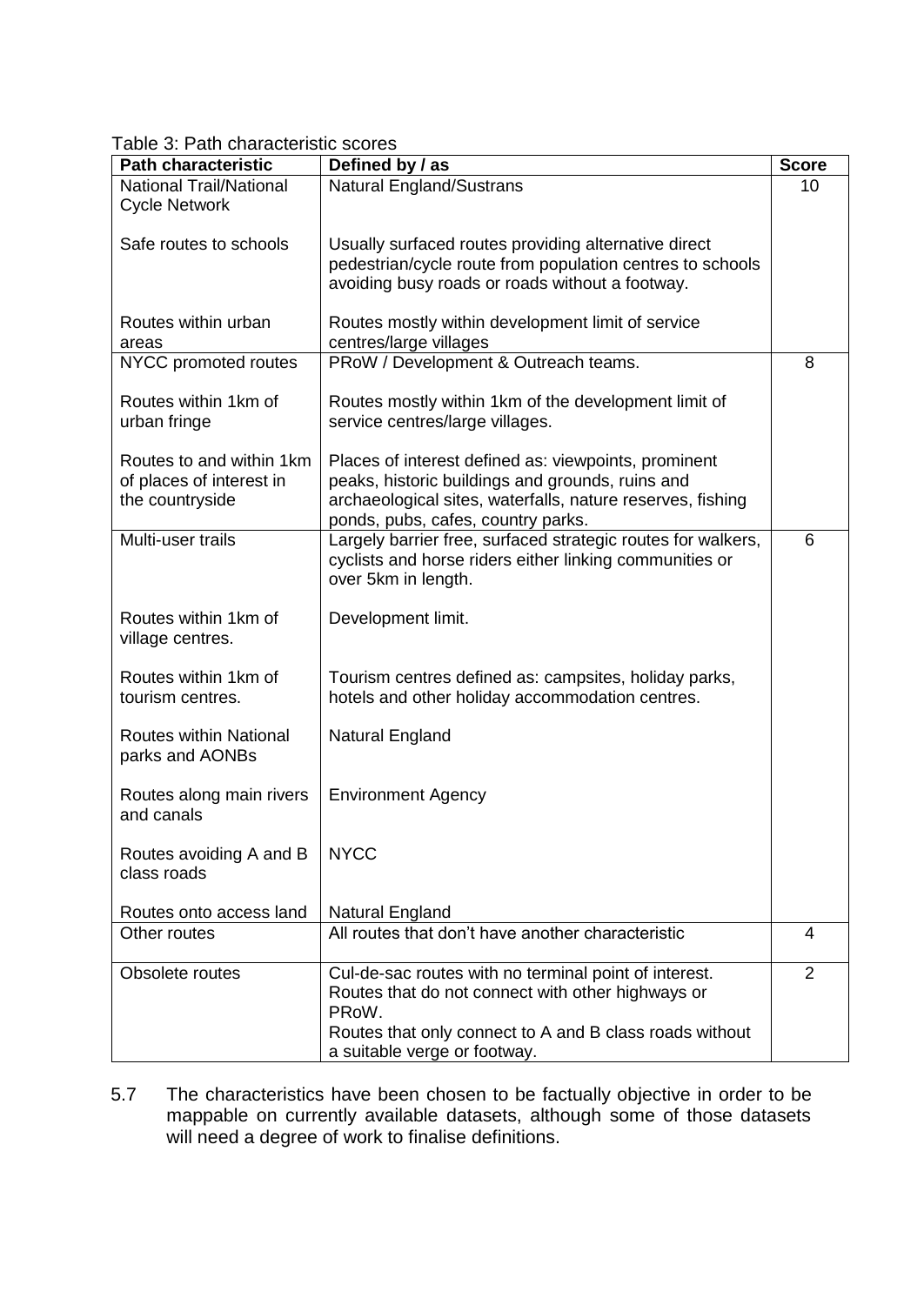Table 3: Path characteristic scores

| Path characteristic | Defined by / as | Score |
|---|---|---|
| National Trail/National Cycle Network | Natural England/Sustrans | 10 |
| Safe routes to schools | Usually surfaced routes providing alternative direct pedestrian/cycle route from population centres to schools avoiding busy roads or roads without a footway. | |
| Routes within urban areas | Routes mostly within development limit of service centres/large villages | |
| NYCC promoted routes | PRoW / Development & Outreach teams. | 8 |
| Routes within 1km of urban fringe | Routes mostly within 1km of the development limit of service centres/large villages. | |
| Routes to and within 1km of places of interest in the countryside | Places of interest defined as: viewpoints, prominent peaks, historic buildings and grounds, ruins and archaeological sites, waterfalls, nature reserves, fishing ponds, pubs, cafes, country parks. | |
| Multi-user trails | Largely barrier free, surfaced strategic routes for walkers, cyclists and horse riders either linking communities or over 5km in length. | 6 |
| Routes within 1km of village centres. | Development limit. | |
| Routes within 1km of tourism centres. | Tourism centres defined as: campsites, holiday parks, hotels and other holiday accommodation centres. | |
| Routes within National parks and AONBs | Natural England | |
| Routes along main rivers and canals | Environment Agency | |
| Routes avoiding A and B class roads | NYCC | |
| Routes onto access land | Natural England | |
| Other routes | All routes that don't have another characteristic | 4 |
| Obsolete routes | Cul-de-sac routes with no terminal point of interest. Routes that do not connect with other highways or PRoW. Routes that only connect to A and B class roads without a suitable verge or footway. | 2 |

5.7 The characteristics have been chosen to be factually objective in order to be mappable on currently available datasets, although some of those datasets will need a degree of work to finalise definitions.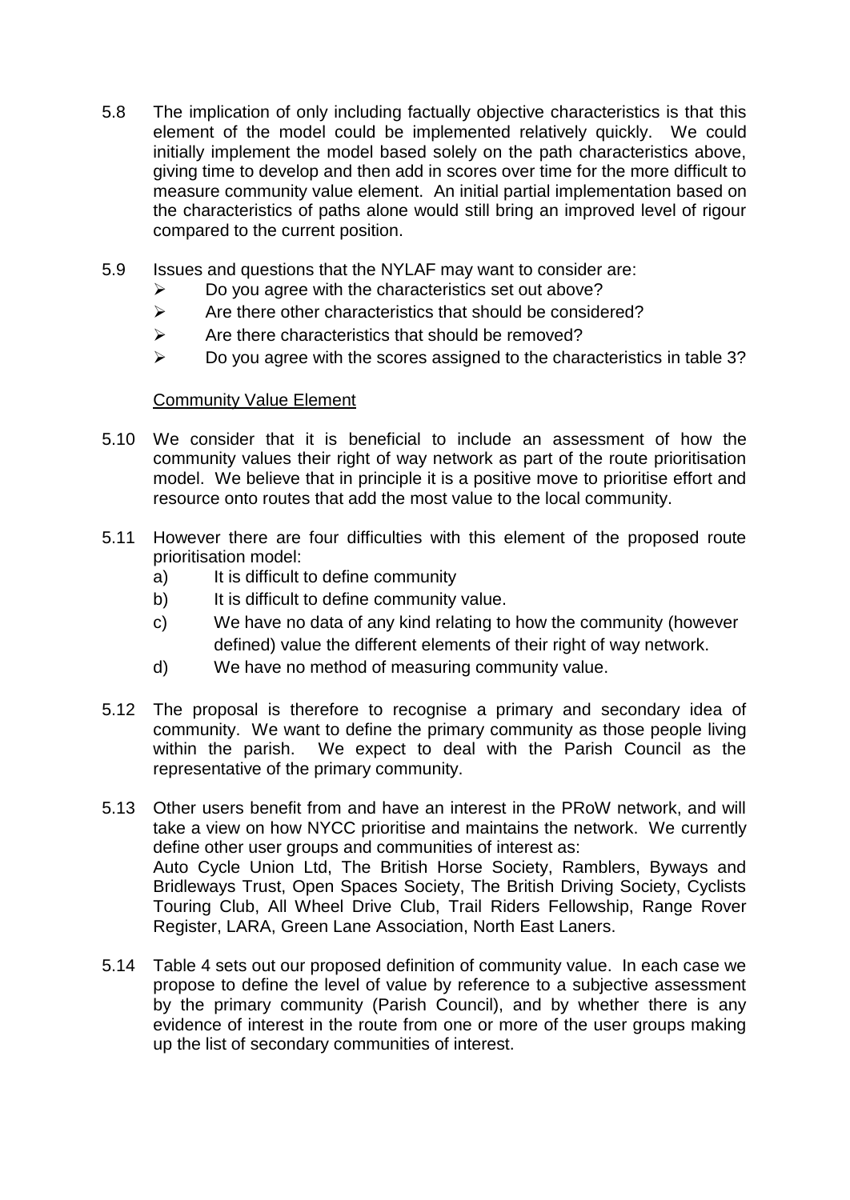5.8 The implication of only including factually objective characteristics is that this element of the model could be implemented relatively quickly. We could initially implement the model based solely on the path characteristics above, giving time to develop and then add in scores over time for the more difficult to measure community value element. An initial partial implementation based on the characteristics of paths alone would still bring an improved level of rigour compared to the current position.

5.9 Issues and questions that the NYLAF may want to consider are:

- Do you agree with the characteristics set out above?
- Are there other characteristics that should be considered?
- Are there characteristics that should be removed?
- Do you agree with the scores assigned to the characteristics in table 3?

<u>Community Value Element</u>

5.10 We consider that it is beneficial to include an assessment of how the community values their right of way network as part of the route prioritisation model. We believe that in principle it is a positive move to prioritise effort and resource onto routes that add the most value to the local community.

5.11 However there are four difficulties with this element of the proposed route prioritisation model:

a) It is difficult to define community
b) It is difficult to define community value.
c) We have no data of any kind relating to how the community (however defined) value the different elements of their right of way network.
d) We have no method of measuring community value.

5.12 The proposal is therefore to recognise a primary and secondary idea of community. We want to define the primary community as those people living within the parish. We expect to deal with the Parish Council as the representative of the primary community.

5.13 Other users benefit from and have an interest in the PRoW network, and will take a view on how NYCC prioritise and maintains the network. We currently define other user groups and communities of interest as:
Auto Cycle Union Ltd, The British Horse Society, Ramblers, Byways and Bridleways Trust, Open Spaces Society, The British Driving Society, Cyclists Touring Club, All Wheel Drive Club, Trail Riders Fellowship, Range Rover Register, LARA, Green Lane Association, North East Laners.

5.14 Table 4 sets out our proposed definition of community value. In each case we propose to define the level of value by reference to a subjective assessment by the primary community (Parish Council), and by whether there is any evidence of interest in the route from one or more of the user groups making up the list of secondary communities of interest.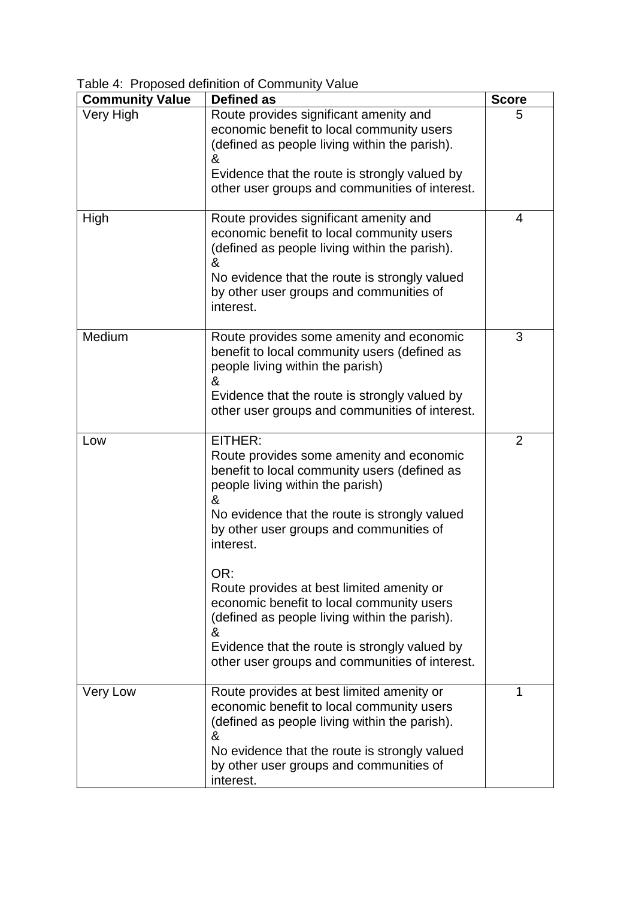Table 4: Proposed definition of Community Value

| Community Value | Defined as | Score |
|---|---|---|
| Very High | Route provides significant amenity and economic benefit to local community users (defined as people living within the parish).<br>&<br>Evidence that the route is strongly valued by other user groups and communities of interest. | 5 |
| High | Route provides significant amenity and economic benefit to local community users (defined as people living within the parish).<br>&<br>No evidence that the route is strongly valued by other user groups and communities of interest. | 4 |
| Medium | Route provides some amenity and economic benefit to local community users (defined as people living within the parish)<br>&<br>Evidence that the route is strongly valued by other user groups and communities of interest. | 3 |
| Low | EITHER:<br>Route provides some amenity and economic benefit to local community users (defined as people living within the parish)<br>&<br>No evidence that the route is strongly valued by other user groups and communities of interest.<br><br>OR:<br>Route provides at best limited amenity or economic benefit to local community users (defined as people living within the parish).<br>&<br>Evidence that the route is strongly valued by other user groups and communities of interest. | 2 |
| Very Low | Route provides at best limited amenity or economic benefit to local community users (defined as people living within the parish).<br>&<br>No evidence that the route is strongly valued by other user groups and communities of interest. | 1 |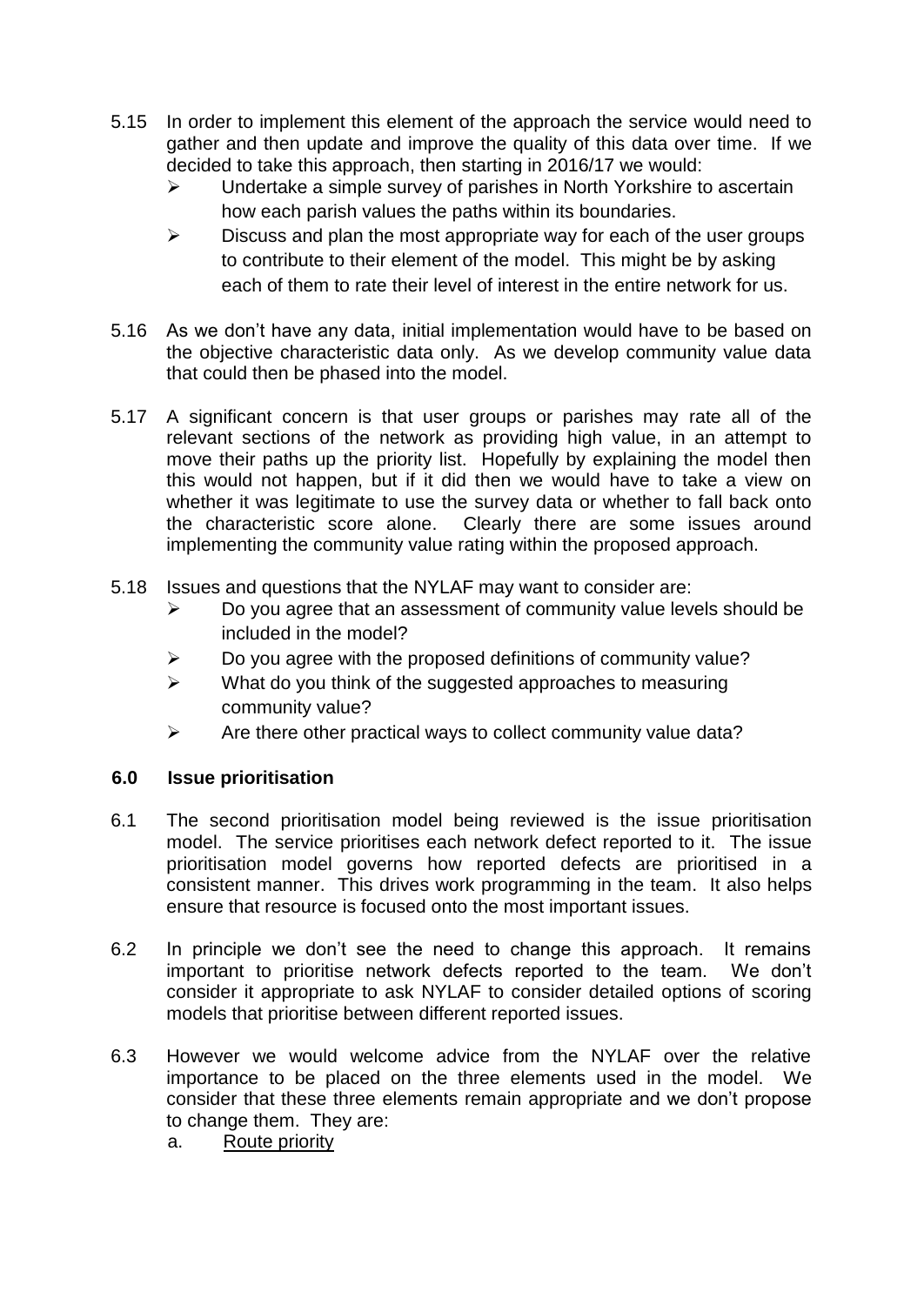5.15 In order to implement this element of the approach the service would need to gather and then update and improve the quality of this data over time. If we decided to take this approach, then starting in 2016/17 we would:

- Undertake a simple survey of parishes in North Yorkshire to ascertain how each parish values the paths within its boundaries.
- Discuss and plan the most appropriate way for each of the user groups to contribute to their element of the model. This might be by asking each of them to rate their level of interest in the entire network for us.

5.16 As we don't have any data, initial implementation would have to be based on the objective characteristic data only. As we develop community value data that could then be phased into the model.

5.17 A significant concern is that user groups or parishes may rate all of the relevant sections of the network as providing high value, in an attempt to move their paths up the priority list. Hopefully by explaining the model then this would not happen, but if it did then we would have to take a view on whether it was legitimate to use the survey data or whether to fall back onto the characteristic score alone. Clearly there are some issues around implementing the community value rating within the proposed approach.

5.18 Issues and questions that the NYLAF may want to consider are:

- Do you agree that an assessment of community value levels should be included in the model?
- Do you agree with the proposed definitions of community value?
- What do you think of the suggested approaches to measuring community value?
- Are there other practical ways to collect community value data?

## 6.0 Issue prioritisation

6.1 The second prioritisation model being reviewed is the issue prioritisation model. The service prioritises each network defect reported to it. The issue prioritisation model governs how reported defects are prioritised in a consistent manner. This drives work programming in the team. It also helps ensure that resource is focused onto the most important issues.

6.2 In principle we don't see the need to change this approach. It remains important to prioritise network defects reported to the team. We don't consider it appropriate to ask NYLAF to consider detailed options of scoring models that prioritise between different reported issues.

6.3 However we would welcome advice from the NYLAF over the relative importance to be placed on the three elements used in the model. We consider that these three elements remain appropriate and we don't propose to change them. They are:

a. Route priority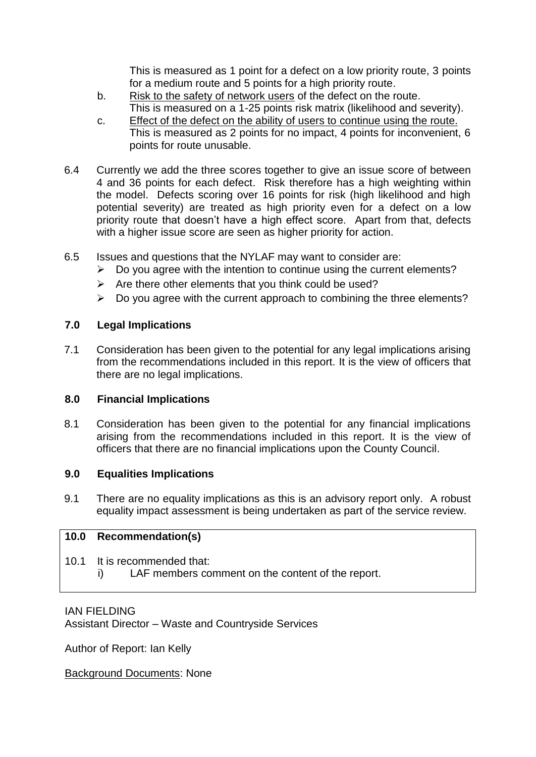This is measured as 1 point for a defect on a low priority route, 3 points for a medium route and 5 points for a high priority route.

b. Risk to the safety of network users of the defect on the route. This is measured on a 1-25 points risk matrix (likelihood and severity).

c. Effect of the defect on the ability of users to continue using the route. This is measured as 2 points for no impact, 4 points for inconvenient, 6 points for route unusable.

6.4 Currently we add the three scores together to give an issue score of between 4 and 36 points for each defect. Risk therefore has a high weighting within the model. Defects scoring over 16 points for risk (high likelihood and high potential severity) are treated as high priority even for a defect on a low priority route that doesn't have a high effect score. Apart from that, defects with a higher issue score are seen as higher priority for action.

6.5 Issues and questions that the NYLAF may want to consider are:

- Do you agree with the intention to continue using the current elements?
- Are there other elements that you think could be used?
- Do you agree with the current approach to combining the three elements?

## 7.0 Legal Implications

7.1 Consideration has been given to the potential for any legal implications arising from the recommendations included in this report. It is the view of officers that there are no legal implications.

## 8.0 Financial Implications

8.1 Consideration has been given to the potential for any financial implications arising from the recommendations included in this report. It is the view of officers that there are no financial implications upon the County Council.

## 9.0 Equalities Implications

9.1 There are no equality implications as this is an advisory report only. A robust equality impact assessment is being undertaken as part of the service review.

## 10.0 Recommendation(s)

10.1 It is recommended that:

i) LAF members comment on the content of the report.

IAN FIELDING
Assistant Director – Waste and Countryside Services

Author of Report: Ian Kelly

Background Documents: None